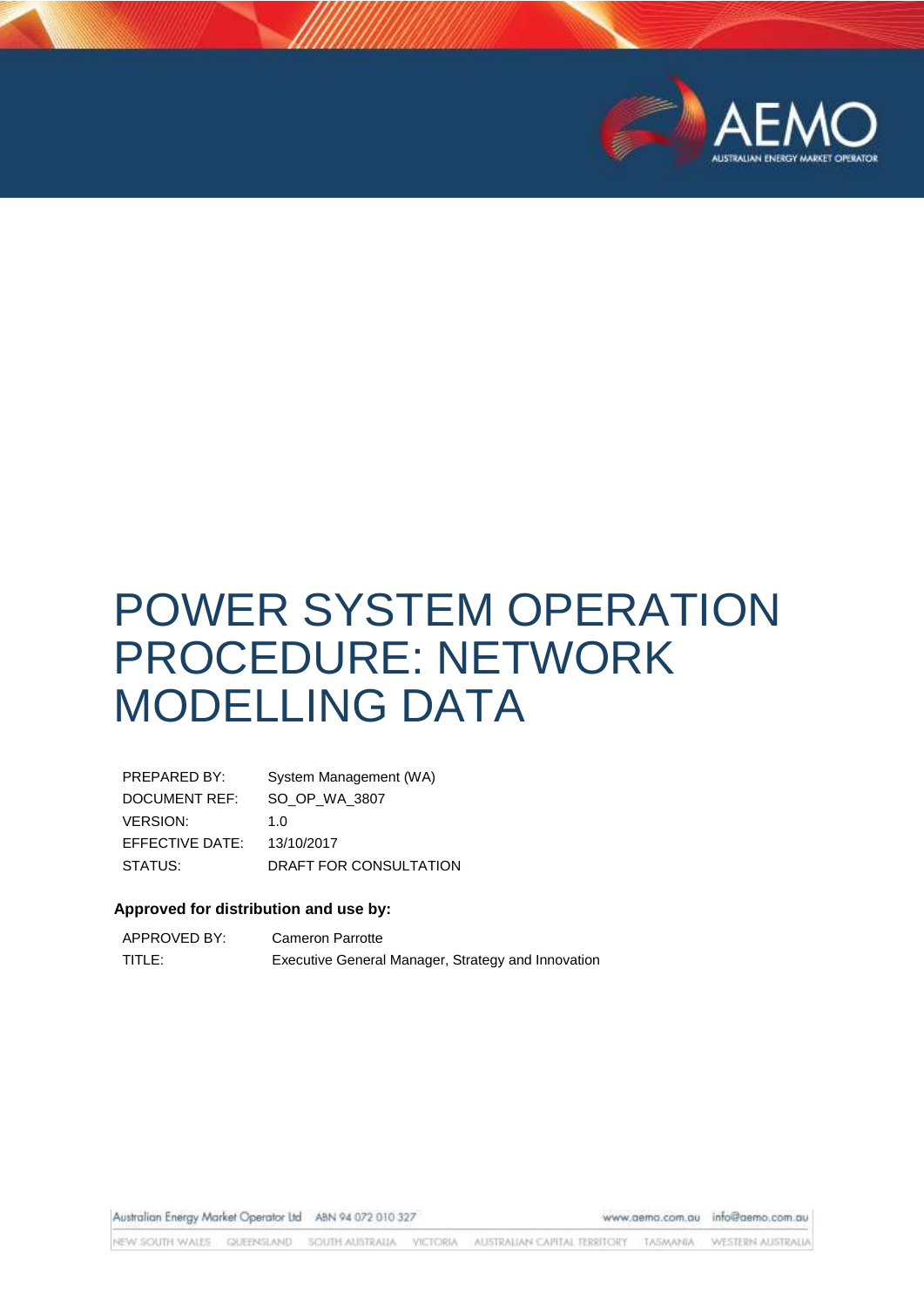# POWER SYSTEM OPERATION PROCEDURE: NETWORK MODELLING DATA

| | |
|---|---|
| PREPARED BY: | System Management (WA) |
| DOCUMENT REF: | SO_OP_WA_3807 |
| VERSION: | 1.0 |
| EFFECTIVE DATE: | 13/10/2017 |
| STATUS: | DRAFT FOR CONSULTATION |

**Approved for distribution and use by:**

| | |
|---|---|
| APPROVED BY: | Cameron Parrotte |
| TITLE: | Executive General Manager, Strategy and Innovation |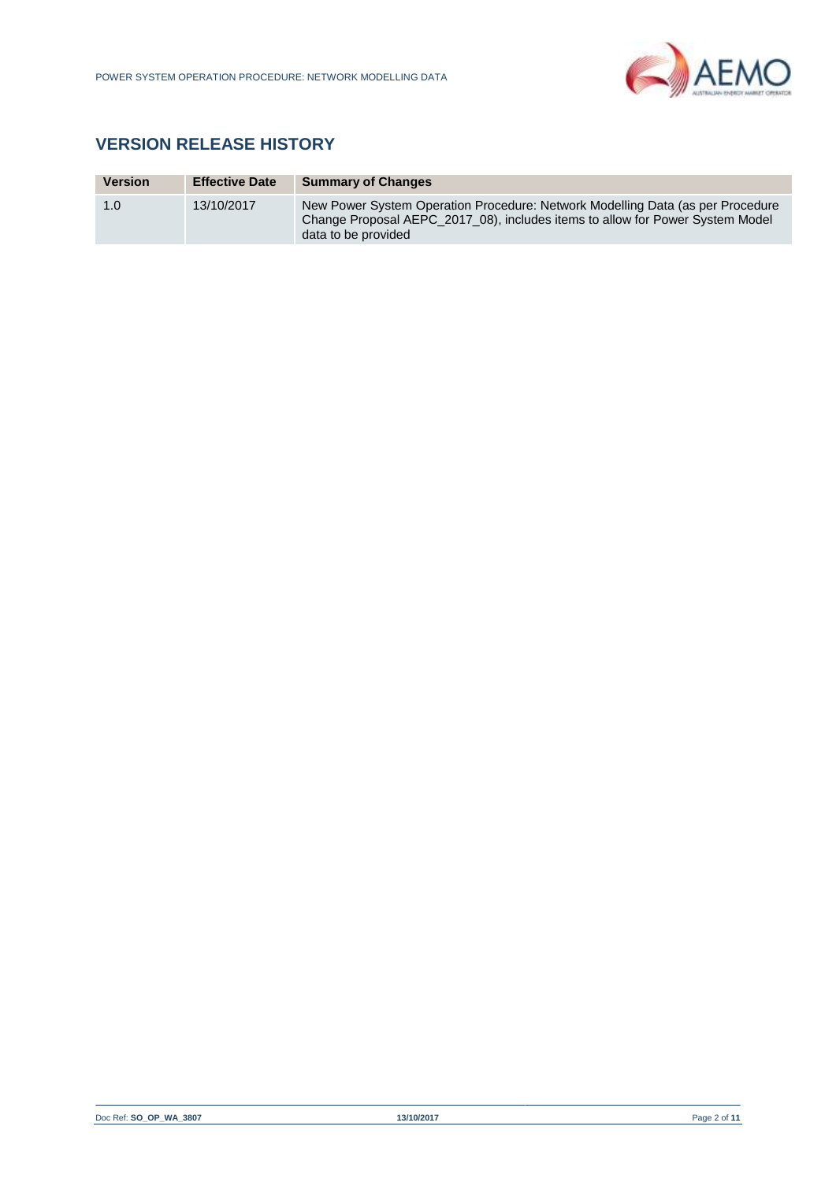## VERSION RELEASE HISTORY

| Version | Effective Date | Summary of Changes |
|---|---|---|
| 1.0 | 13/10/2017 | New Power System Operation Procedure: Network Modelling Data (as per Procedure Change Proposal AEPC_2017_08), includes items to allow for Power System Model data to be provided |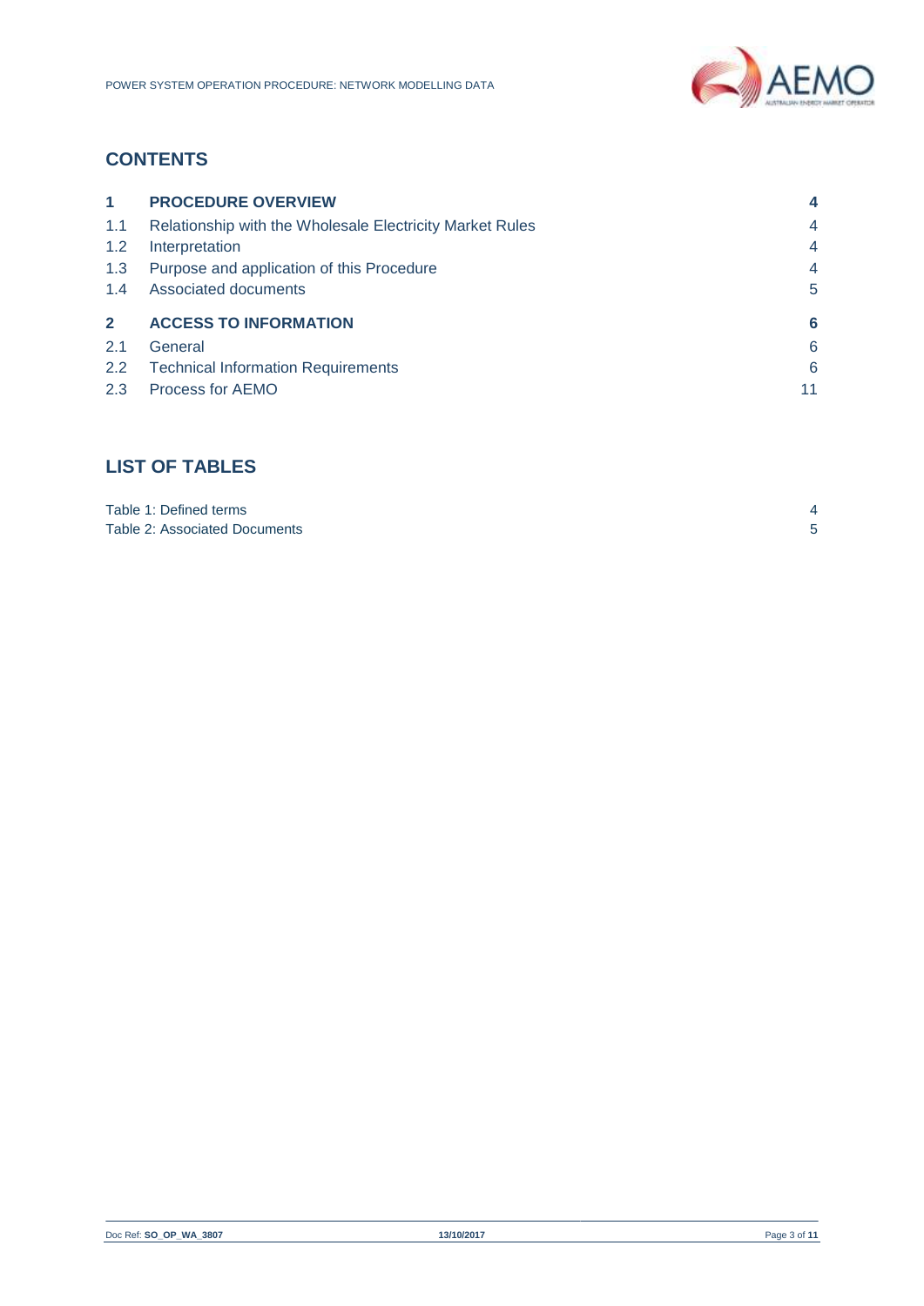## CONTENTS

| | | |
|---|---|---|
| **1** | **PROCEDURE OVERVIEW** | **4** |
| 1.1 | Relationship with the Wholesale Electricity Market Rules | 4 |
| 1.2 | Interpretation | 4 |
| 1.3 | Purpose and application of this Procedure | 4 |
| 1.4 | Associated documents | 5 |
| **2** | **ACCESS TO INFORMATION** | **6** |
| 2.1 | General | 6 |
| 2.2 | Technical Information Requirements | 6 |
| 2.3 | Process for AEMO | 11 |

## LIST OF TABLES

| | |
|---|---|
| Table 1: Defined terms | 4 |
| Table 2: Associated Documents | 5 |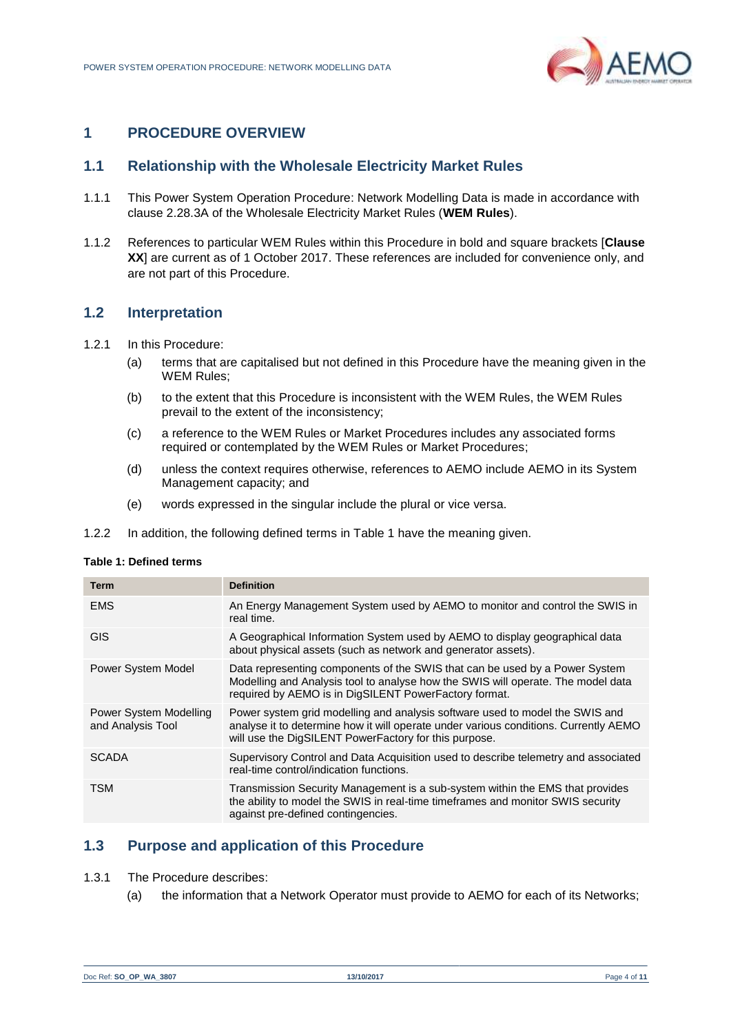# 1 PROCEDURE OVERVIEW

## 1.1 Relationship with the Wholesale Electricity Market Rules

1.1.1 This Power System Operation Procedure: Network Modelling Data is made in accordance with clause 2.28.3A of the Wholesale Electricity Market Rules (**WEM Rules**).

1.1.2 References to particular WEM Rules within this Procedure in bold and square brackets [**Clause XX**] are current as of 1 October 2017. These references are included for convenience only, and are not part of this Procedure.

## 1.2 Interpretation

1.2.1 In this Procedure:

(a) terms that are capitalised but not defined in this Procedure have the meaning given in the WEM Rules;

(b) to the extent that this Procedure is inconsistent with the WEM Rules, the WEM Rules prevail to the extent of the inconsistency;

(c) a reference to the WEM Rules or Market Procedures includes any associated forms required or contemplated by the WEM Rules or Market Procedures;

(d) unless the context requires otherwise, references to AEMO include AEMO in its System Management capacity; and

(e) words expressed in the singular include the plural or vice versa.

1.2.2 In addition, the following defined terms in Table 1 have the meaning given.

**Table 1: Defined terms**

| Term | Definition |
|---|---|
| EMS | An Energy Management System used by AEMO to monitor and control the SWIS in real time. |
| GIS | A Geographical Information System used by AEMO to display geographical data about physical assets (such as network and generator assets). |
| Power System Model | Data representing components of the SWIS that can be used by a Power System Modelling and Analysis tool to analyse how the SWIS will operate. The model data required by AEMO is in DigSILENT PowerFactory format. |
| Power System Modelling and Analysis Tool | Power system grid modelling and analysis software used to model the SWIS and analyse it to determine how it will operate under various conditions. Currently AEMO will use the DigSILENT PowerFactory for this purpose. |
| SCADA | Supervisory Control and Data Acquisition used to describe telemetry and associated real-time control/indication functions. |
| TSM | Transmission Security Management is a sub-system within the EMS that provides the ability to model the SWIS in real-time timeframes and monitor SWIS security against pre-defined contingencies. |

## 1.3 Purpose and application of this Procedure

1.3.1 The Procedure describes:

(a) the information that a Network Operator must provide to AEMO for each of its Networks;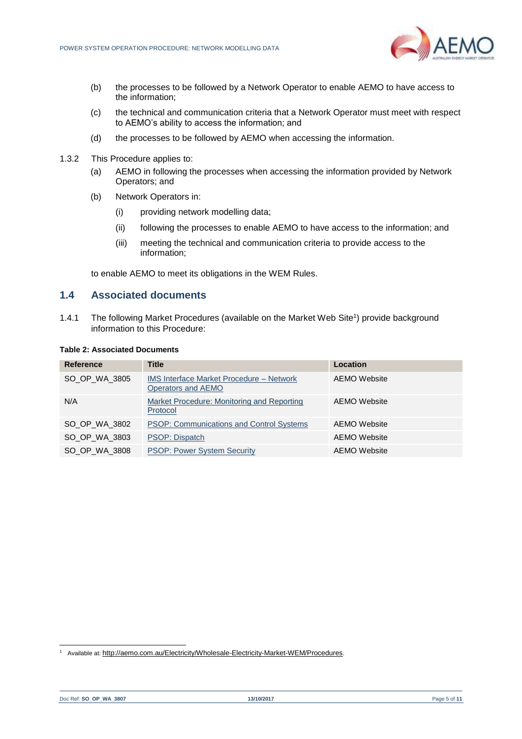(b) the processes to be followed by a Network Operator to enable AEMO to have access to the information;

(c) the technical and communication criteria that a Network Operator must meet with respect to AEMO's ability to access the information; and

(d) the processes to be followed by AEMO when accessing the information.

1.3.2 This Procedure applies to:

(a) AEMO in following the processes when accessing the information provided by Network Operators; and

(b) Network Operators in:

(i) providing network modelling data;

(ii) following the processes to enable AEMO to have access to the information; and

(iii) meeting the technical and communication criteria to provide access to the information;

to enable AEMO to meet its obligations in the WEM Rules.

## 1.4 Associated documents

1.4.1 The following Market Procedures (available on the Market Web Site[1]) provide background information to this Procedure:

**Table 2: Associated Documents**

| Reference | Title | Location |
|---|---|---|
| SO_OP_WA_3805 | IMS Interface Market Procedure – Network Operators and AEMO | AEMO Website |
| N/A | Market Procedure: Monitoring and Reporting Protocol | AEMO Website |
| SO_OP_WA_3802 | PSOP: Communications and Control Systems | AEMO Website |
| SO_OP_WA_3803 | PSOP: Dispatch | AEMO Website |
| SO_OP_WA_3808 | PSOP: Power System Security | AEMO Website |

[1] Available at: http://aemo.com.au/Electricity/Wholesale-Electricity-Market-WEM/Procedures.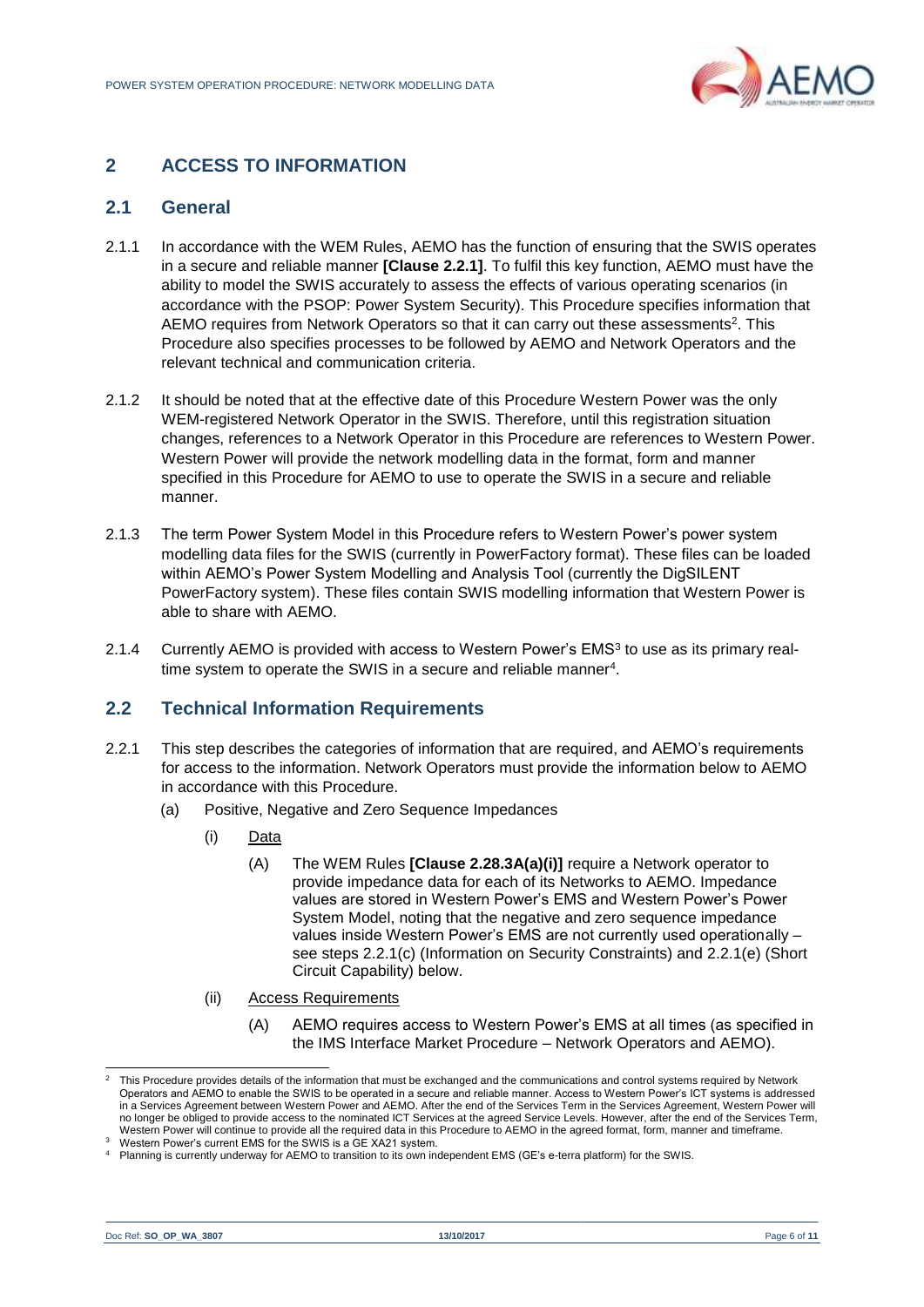## 2 ACCESS TO INFORMATION

### 2.1 General

2.1.1 In accordance with the WEM Rules, AEMO has the function of ensuring that the SWIS operates in a secure and reliable manner **[Clause 2.2.1]**. To fulfil this key function, AEMO must have the ability to model the SWIS accurately to assess the effects of various operating scenarios (in accordance with the PSOP: Power System Security). This Procedure specifies information that AEMO requires from Network Operators so that it can carry out these assessments[2]. This Procedure also specifies processes to be followed by AEMO and Network Operators and the relevant technical and communication criteria.

2.1.2 It should be noted that at the effective date of this Procedure Western Power was the only WEM-registered Network Operator in the SWIS. Therefore, until this registration situation changes, references to a Network Operator in this Procedure are references to Western Power. Western Power will provide the network modelling data in the format, form and manner specified in this Procedure for AEMO to use to operate the SWIS in a secure and reliable manner.

2.1.3 The term Power System Model in this Procedure refers to Western Power's power system modelling data files for the SWIS (currently in PowerFactory format). These files can be loaded within AEMO's Power System Modelling and Analysis Tool (currently the DigSILENT PowerFactory system). These files contain SWIS modelling information that Western Power is able to share with AEMO.

2.1.4 Currently AEMO is provided with access to Western Power's EMS[3] to use as its primary real-time system to operate the SWIS in a secure and reliable manner[4].

### 2.2 Technical Information Requirements

2.2.1 This step describes the categories of information that are required, and AEMO's requirements for access to the information. Network Operators must provide the information below to AEMO in accordance with this Procedure.

- (a) Positive, Negative and Zero Sequence Impedances
  - (i) Data
    - (A) The WEM Rules **[Clause 2.28.3A(a)(i)]** require a Network operator to provide impedance data for each of its Networks to AEMO. Impedance values are stored in Western Power's EMS and Western Power's Power System Model, noting that the negative and zero sequence impedance values inside Western Power's EMS are not currently used operationally – see steps 2.2.1(c) (Information on Security Constraints) and 2.2.1(e) (Short Circuit Capability) below.
  - (ii) Access Requirements
    - (A) AEMO requires access to Western Power's EMS at all times (as specified in the IMS Interface Market Procedure – Network Operators and AEMO).

---

[2] This Procedure provides details of the information that must be exchanged and the communications and control systems required by Network Operators and AEMO to enable the SWIS to be operated in a secure and reliable manner. Access to Western Power's ICT systems is addressed in a Services Agreement between Western Power and AEMO. After the end of the Services Term in the Services Agreement, Western Power will no longer be obliged to provide access to the nominated ICT Services at the agreed Service Levels. However, after the end of the Services Term, Western Power will continue to provide all the required data in this Procedure to AEMO in the agreed format, form, manner and timeframe.

[3] Western Power's current EMS for the SWIS is a GE XA21 system.

[4] Planning is currently underway for AEMO to transition to its own independent EMS (GE's e-terra platform) for the SWIS.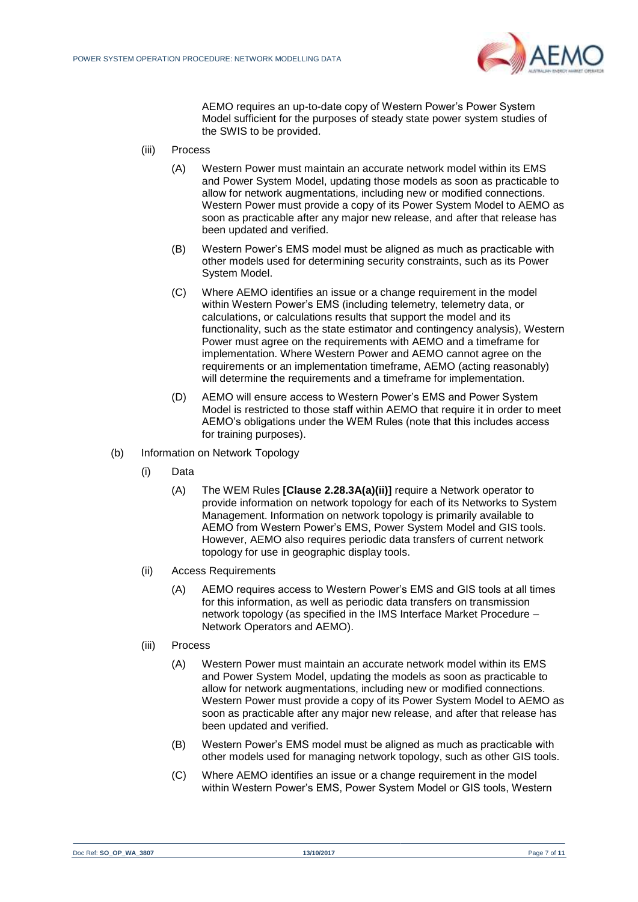AEMO requires an up-to-date copy of Western Power's Power System Model sufficient for the purposes of steady state power system studies of the SWIS to be provided.

(iii) Process

(A) Western Power must maintain an accurate network model within its EMS and Power System Model, updating those models as soon as practicable to allow for network augmentations, including new or modified connections. Western Power must provide a copy of its Power System Model to AEMO as soon as practicable after any major new release, and after that release has been updated and verified.

(B) Western Power's EMS model must be aligned as much as practicable with other models used for determining security constraints, such as its Power System Model.

(C) Where AEMO identifies an issue or a change requirement in the model within Western Power's EMS (including telemetry, telemetry data, or calculations, or calculations results that support the model and its functionality, such as the state estimator and contingency analysis), Western Power must agree on the requirements with AEMO and a timeframe for implementation. Where Western Power and AEMO cannot agree on the requirements or an implementation timeframe, AEMO (acting reasonably) will determine the requirements and a timeframe for implementation.

(D) AEMO will ensure access to Western Power's EMS and Power System Model is restricted to those staff within AEMO that require it in order to meet AEMO's obligations under the WEM Rules (note that this includes access for training purposes).

(b) Information on Network Topology

(i) Data

(A) The WEM Rules **[Clause 2.28.3A(a)(ii)]** require a Network operator to provide information on network topology for each of its Networks to System Management. Information on network topology is primarily available to AEMO from Western Power's EMS, Power System Model and GIS tools. However, AEMO also requires periodic data transfers of current network topology for use in geographic display tools.

(ii) Access Requirements

(A) AEMO requires access to Western Power's EMS and GIS tools at all times for this information, as well as periodic data transfers on transmission network topology (as specified in the IMS Interface Market Procedure – Network Operators and AEMO).

(iii) Process

(A) Western Power must maintain an accurate network model within its EMS and Power System Model, updating the models as soon as practicable to allow for network augmentations, including new or modified connections. Western Power must provide a copy of its Power System Model to AEMO as soon as practicable after any major new release, and after that release has been updated and verified.

(B) Western Power's EMS model must be aligned as much as practicable with other models used for managing network topology, such as other GIS tools.

(C) Where AEMO identifies an issue or a change requirement in the model within Western Power's EMS, Power System Model or GIS tools, Western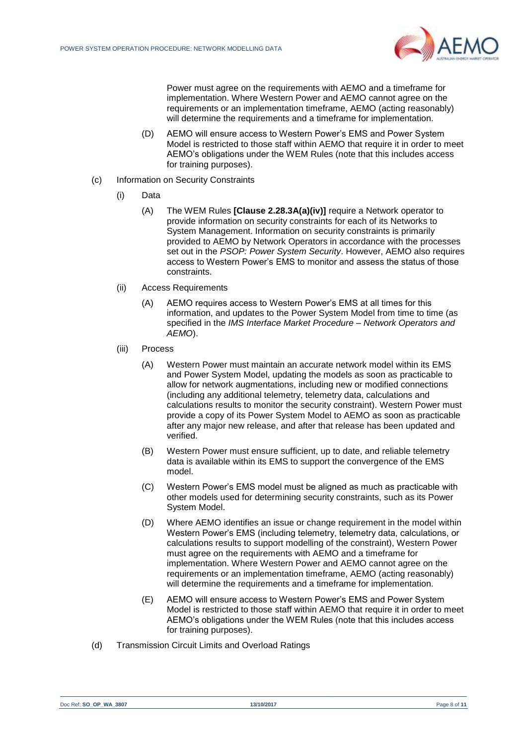Power must agree on the requirements with AEMO and a timeframe for implementation. Where Western Power and AEMO cannot agree on the requirements or an implementation timeframe, AEMO (acting reasonably) will determine the requirements and a timeframe for implementation.

(D) AEMO will ensure access to Western Power's EMS and Power System Model is restricted to those staff within AEMO that require it in order to meet AEMO's obligations under the WEM Rules (note that this includes access for training purposes).

(c) Information on Security Constraints

(i) Data

(A) The WEM Rules **[Clause 2.28.3A(a)(iv)]** require a Network operator to provide information on security constraints for each of its Networks to System Management. Information on security constraints is primarily provided to AEMO by Network Operators in accordance with the processes set out in the *PSOP: Power System Security*. However, AEMO also requires access to Western Power's EMS to monitor and assess the status of those constraints.

(ii) Access Requirements

(A) AEMO requires access to Western Power's EMS at all times for this information, and updates to the Power System Model from time to time (as specified in the *IMS Interface Market Procedure – Network Operators and AEMO*).

(iii) Process

(A) Western Power must maintain an accurate network model within its EMS and Power System Model, updating the models as soon as practicable to allow for network augmentations, including new or modified connections (including any additional telemetry, telemetry data, calculations and calculations results to monitor the security constraint). Western Power must provide a copy of its Power System Model to AEMO as soon as practicable after any major new release, and after that release has been updated and verified.

(B) Western Power must ensure sufficient, up to date, and reliable telemetry data is available within its EMS to support the convergence of the EMS model.

(C) Western Power's EMS model must be aligned as much as practicable with other models used for determining security constraints, such as its Power System Model.

(D) Where AEMO identifies an issue or change requirement in the model within Western Power's EMS (including telemetry, telemetry data, calculations, or calculations results to support modelling of the constraint), Western Power must agree on the requirements with AEMO and a timeframe for implementation. Where Western Power and AEMO cannot agree on the requirements or an implementation timeframe, AEMO (acting reasonably) will determine the requirements and a timeframe for implementation.

(E) AEMO will ensure access to Western Power's EMS and Power System Model is restricted to those staff within AEMO that require it in order to meet AEMO's obligations under the WEM Rules (note that this includes access for training purposes).

(d) Transmission Circuit Limits and Overload Ratings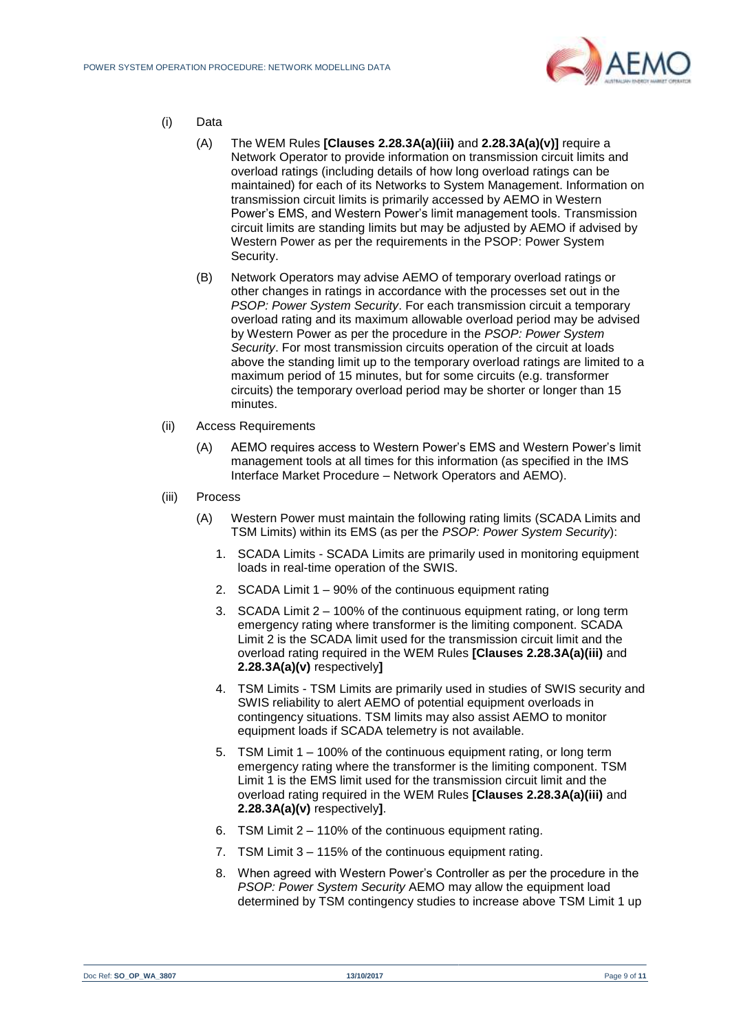(i) Data

(A) The WEM Rules **[Clauses 2.28.3A(a)(iii)** and **2.28.3A(a)(v)]** require a Network Operator to provide information on transmission circuit limits and overload ratings (including details of how long overload ratings can be maintained) for each of its Networks to System Management. Information on transmission circuit limits is primarily accessed by AEMO in Western Power's EMS, and Western Power's limit management tools. Transmission circuit limits are standing limits but may be adjusted by AEMO if advised by Western Power as per the requirements in the PSOP: Power System Security.

(B) Network Operators may advise AEMO of temporary overload ratings or other changes in ratings in accordance with the processes set out in the *PSOP: Power System Security*. For each transmission circuit a temporary overload rating and its maximum allowable overload period may be advised by Western Power as per the procedure in the *PSOP: Power System Security*. For most transmission circuits operation of the circuit at loads above the standing limit up to the temporary overload ratings are limited to a maximum period of 15 minutes, but for some circuits (e.g. transformer circuits) the temporary overload period may be shorter or longer than 15 minutes.

(ii) Access Requirements

(A) AEMO requires access to Western Power's EMS and Western Power's limit management tools at all times for this information (as specified in the IMS Interface Market Procedure – Network Operators and AEMO).

(iii) Process

(A) Western Power must maintain the following rating limits (SCADA Limits and TSM Limits) within its EMS (as per the *PSOP: Power System Security*):

1. SCADA Limits - SCADA Limits are primarily used in monitoring equipment loads in real-time operation of the SWIS.
2. SCADA Limit 1 – 90% of the continuous equipment rating
3. SCADA Limit 2 – 100% of the continuous equipment rating, or long term emergency rating where transformer is the limiting component. SCADA Limit 2 is the SCADA limit used for the transmission circuit limit and the overload rating required in the WEM Rules **[Clauses 2.28.3A(a)(iii)** and **2.28.3A(a)(v)** respectively**]**
4. TSM Limits - TSM Limits are primarily used in studies of SWIS security and SWIS reliability to alert AEMO of potential equipment overloads in contingency situations. TSM limits may also assist AEMO to monitor equipment loads if SCADA telemetry is not available.
5. TSM Limit 1 – 100% of the continuous equipment rating, or long term emergency rating where the transformer is the limiting component. TSM Limit 1 is the EMS limit used for the transmission circuit limit and the overload rating required in the WEM Rules **[Clauses 2.28.3A(a)(iii)** and **2.28.3A(a)(v)** respectively**]**.
6. TSM Limit 2 – 110% of the continuous equipment rating.
7. TSM Limit 3 – 115% of the continuous equipment rating.
8. When agreed with Western Power's Controller as per the procedure in the *PSOP: Power System Security* AEMO may allow the equipment load determined by TSM contingency studies to increase above TSM Limit 1 up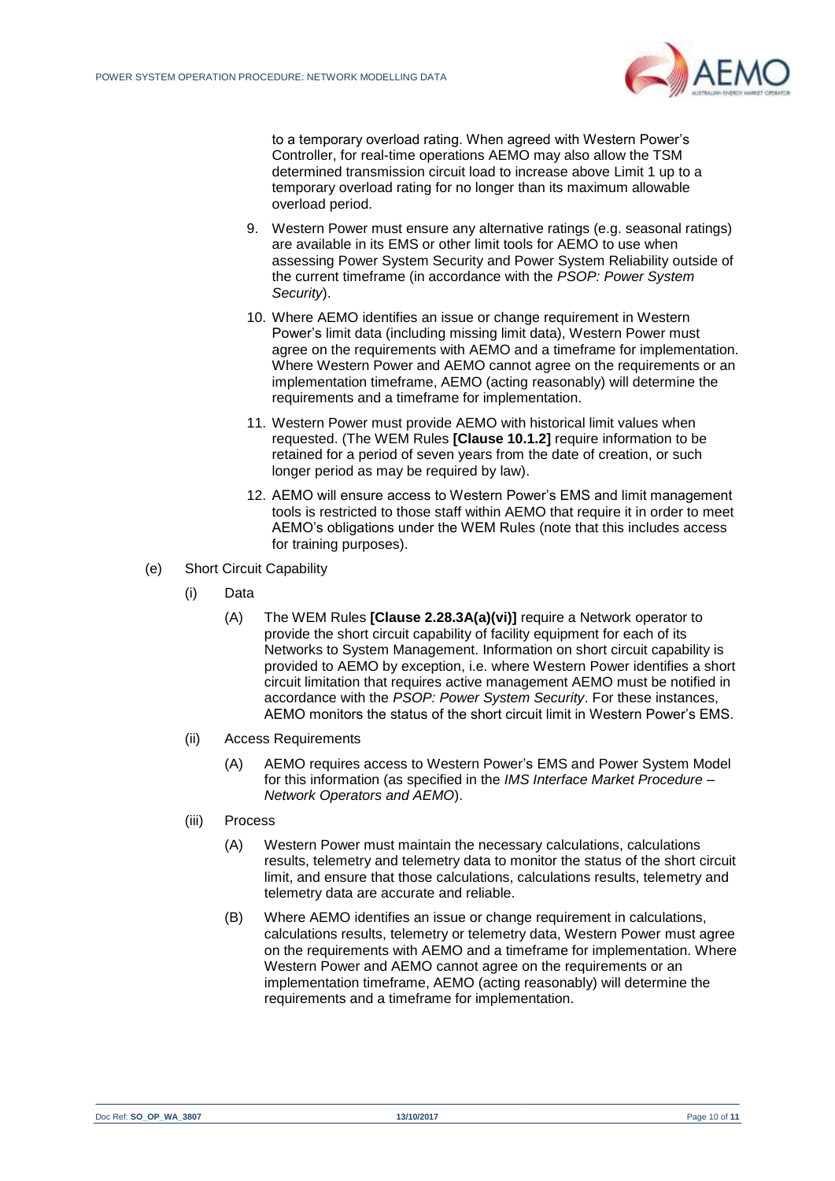to a temporary overload rating. When agreed with Western Power's Controller, for real-time operations AEMO may also allow the TSM determined transmission circuit load to increase above Limit 1 up to a temporary overload rating for no longer than its maximum allowable overload period.

9. Western Power must ensure any alternative ratings (e.g. seasonal ratings) are available in its EMS or other limit tools for AEMO to use when assessing Power System Security and Power System Reliability outside of the current timeframe (in accordance with the *PSOP: Power System Security*).

10. Where AEMO identifies an issue or change requirement in Western Power's limit data (including missing limit data), Western Power must agree on the requirements with AEMO and a timeframe for implementation. Where Western Power and AEMO cannot agree on the requirements or an implementation timeframe, AEMO (acting reasonably) will determine the requirements and a timeframe for implementation.

11. Western Power must provide AEMO with historical limit values when requested. (The WEM Rules **[Clause 10.1.2]** require information to be retained for a period of seven years from the date of creation, or such longer period as may be required by law).

12. AEMO will ensure access to Western Power's EMS and limit management tools is restricted to those staff within AEMO that require it in order to meet AEMO's obligations under the WEM Rules (note that this includes access for training purposes).

(e) Short Circuit Capability

(i) Data

(A) The WEM Rules **[Clause 2.28.3A(a)(vi)]** require a Network operator to provide the short circuit capability of facility equipment for each of its Networks to System Management. Information on short circuit capability is provided to AEMO by exception, i.e. where Western Power identifies a short circuit limitation that requires active management AEMO must be notified in accordance with the *PSOP: Power System Security*. For these instances, AEMO monitors the status of the short circuit limit in Western Power's EMS.

(ii) Access Requirements

(A) AEMO requires access to Western Power's EMS and Power System Model for this information (as specified in the *IMS Interface Market Procedure – Network Operators and AEMO*).

(iii) Process

(A) Western Power must maintain the necessary calculations, calculations results, telemetry and telemetry data to monitor the status of the short circuit limit, and ensure that those calculations, calculations results, telemetry and telemetry data are accurate and reliable.

(B) Where AEMO identifies an issue or change requirement in calculations, calculations results, telemetry or telemetry data, Western Power must agree on the requirements with AEMO and a timeframe for implementation. Where Western Power and AEMO cannot agree on the requirements or an implementation timeframe, AEMO (acting reasonably) will determine the requirements and a timeframe for implementation.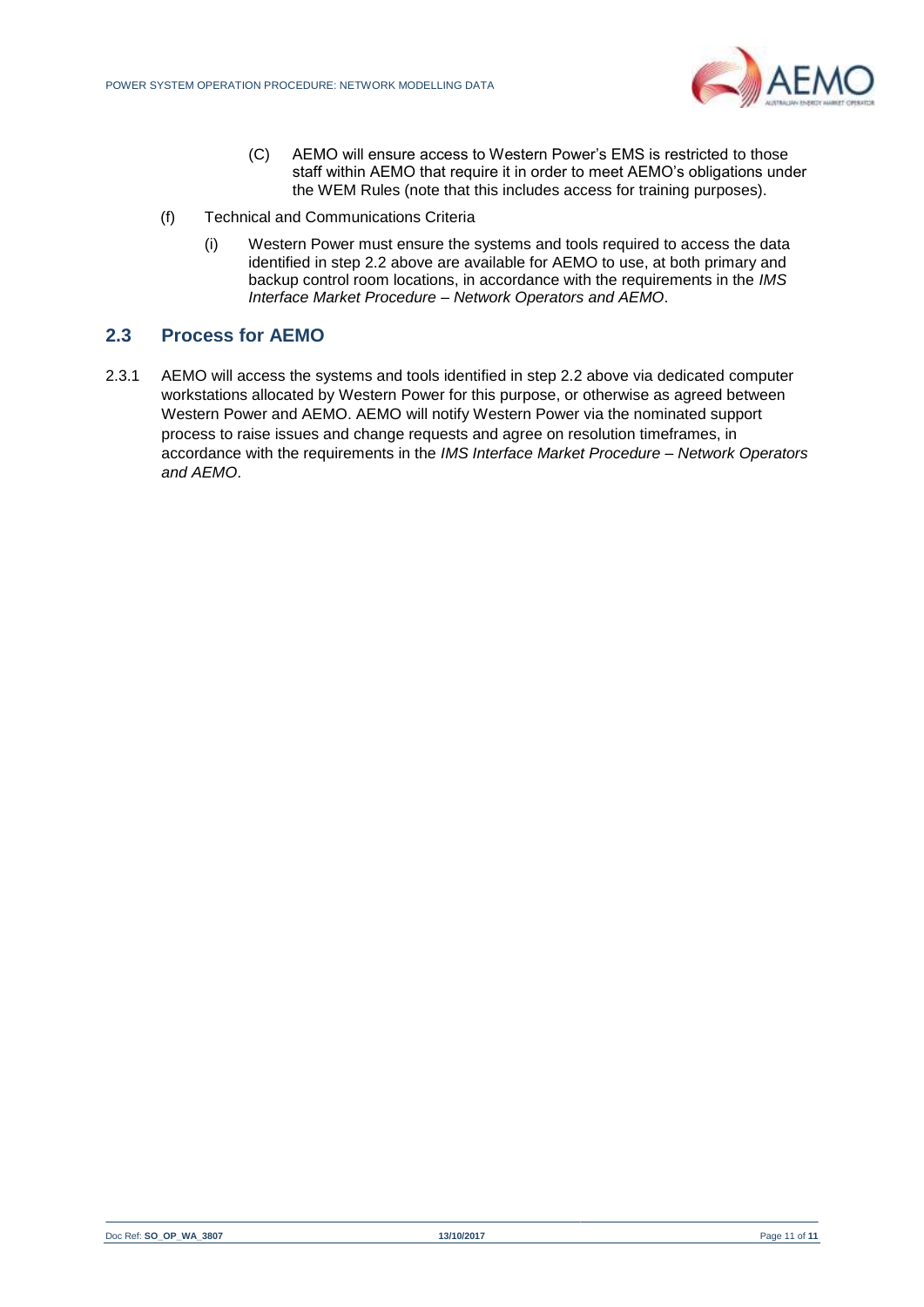(C) AEMO will ensure access to Western Power's EMS is restricted to those staff within AEMO that require it in order to meet AEMO's obligations under the WEM Rules (note that this includes access for training purposes).

(f) Technical and Communications Criteria

(i) Western Power must ensure the systems and tools required to access the data identified in step 2.2 above are available for AEMO to use, at both primary and backup control room locations, in accordance with the requirements in the *IMS Interface Market Procedure – Network Operators and AEMO*.

## 2.3 Process for AEMO

2.3.1 AEMO will access the systems and tools identified in step 2.2 above via dedicated computer workstations allocated by Western Power for this purpose, or otherwise as agreed between Western Power and AEMO. AEMO will notify Western Power via the nominated support process to raise issues and change requests and agree on resolution timeframes, in accordance with the requirements in the *IMS Interface Market Procedure – Network Operators and AEMO*.